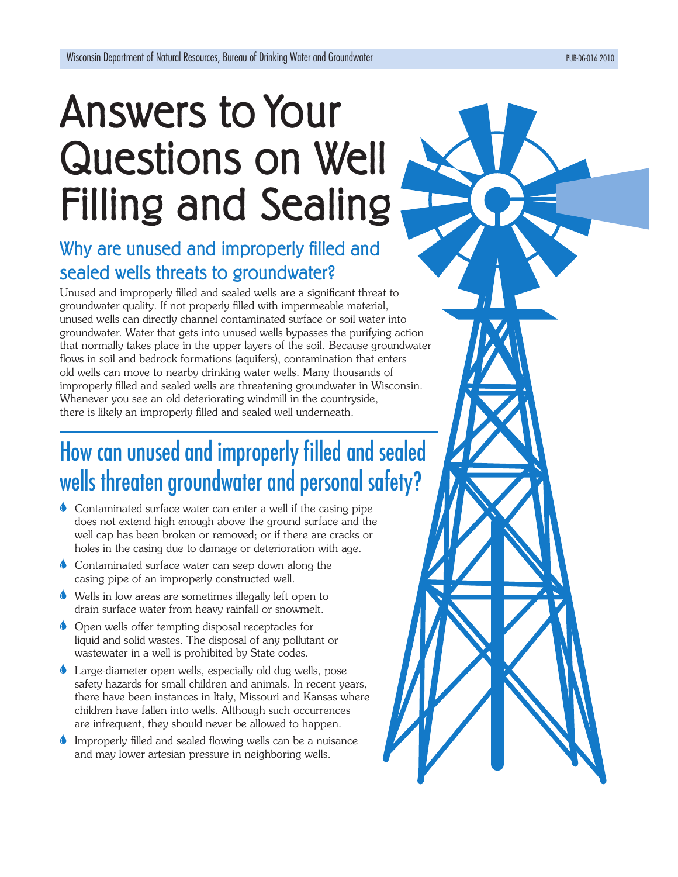# Answers to Your Questions on Well Filling and Sealing

## Why are unused and improperly filled and sealed wells threats to groundwater?

Unused and improperly filled and sealed wells are a significant threat to groundwater quality. If not properly filled with impermeable material, unused wells can directly channel contaminated surface or soil water into groundwater. Water that gets into unused wells bypasses the purifying action that normally takes place in the upper layers of the soil. Because groundwater flows in soil and bedrock formations (aquifers), contamination that enters old wells can move to nearby drinking water wells. Many thousands of improperly filled and sealed wells are threatening groundwater in Wisconsin. Whenever you see an old deteriorating windmill in the countryside, there is likely an improperly filled and sealed well underneath.

## How can unused and improperly filled and sealed wells threaten groundwater and personal safety?

- Contaminated surface water can enter a well if the casing pipe does not extend high enough above the ground surface and the well cap has been broken or removed; or if there are cracks or holes in the casing due to damage or deterioration with age.
- Contaminated surface water can seep down along the casing pipe of an improperly constructed well.
- Wells in low areas are sometimes illegally left open to drain surface water from heavy rainfall or snowmelt.
- Open wells offer tempting disposal receptacles for liquid and solid wastes. The disposal of any pollutant or wastewater in a well is prohibited by State codes.
- Large-diameter open wells, especially old dug wells, pose safety hazards for small children and animals. In recent years, there have been instances in Italy, Missouri and Kansas where children have fallen into wells. Although such occurrences are infrequent, they should never be allowed to happen.
- Improperly filled and sealed flowing wells can be a nuisance and may lower artesian pressure in neighboring wells.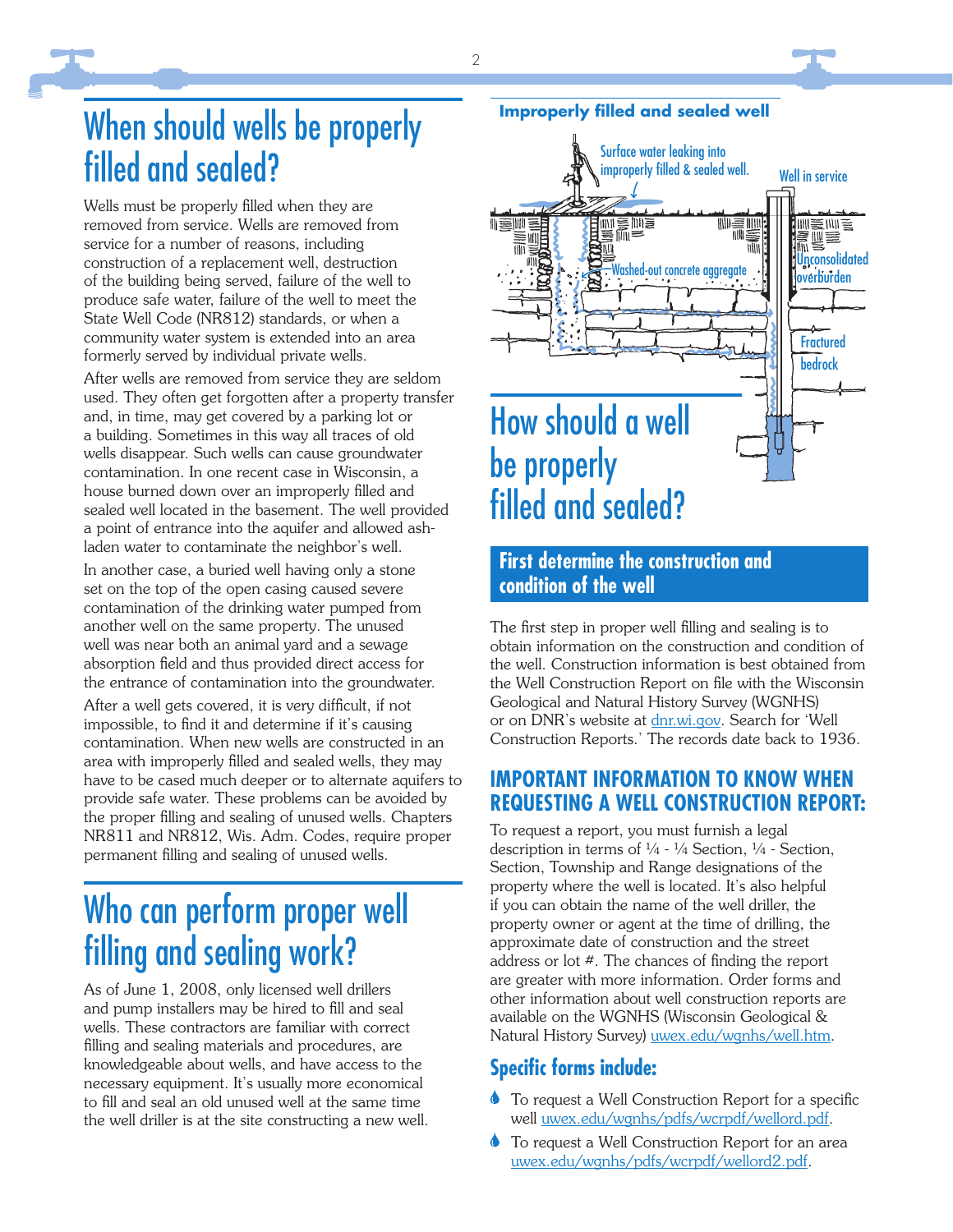# When should wells be properly filled and sealed?

Wells must be properly filled when they are removed from service. Wells are removed from service for a number of reasons, including construction of a replacement well, destruction of the building being served, failure of the well to produce safe water, failure of the well to meet the State Well Code (NR812) standards, or when a community water system is extended into an area formerly served by individual private wells.

After wells are removed from service they are seldom used. They often get forgotten after a property transfer and, in time, may get covered by a parking lot or a building. Sometimes in this way all traces of old wells disappear. Such wells can cause groundwater contamination. In one recent case in Wisconsin, a house burned down over an improperly filled and sealed well located in the basement. The well provided a point of entrance into the aquifer and allowed ash-laden water to contaminate the neighbor's well.

In another case, a buried well having only a stone set on the top of the open casing caused severe contamination of the drinking water pumped from another well on the same property. The unused well was near both an animal yard and a sewage absorption field and thus provided direct access for the entrance of contamination into the groundwater.

After a well gets covered, it is very difficult, if not impossible, to find it and determine if it's causing contamination. When new wells are constructed in an area with improperly filled and sealed wells, they may have to be cased much deeper or to alternate aquifers to provide safe water. These problems can be avoided by the proper filling and sealing of unused wells. Chapters NR811 and NR812, Wis. Adm. Codes, require proper permanent filling and sealing of unused wells.

# Who can perform proper well filling and sealing work?

As of June 1, 2008, only licensed well drillers and pump installers may be hired to fill and seal wells. These contractors are familiar with correct filling and sealing materials and procedures, are knowledgeable about wells, and have access to the necessary equipment. It's usually more economical to fill and seal an old unused well at the same time the well driller is at the site constructing a new well.

**Improperly filled and sealed well**

Surface water leaking into improperly filled & sealed well.

Well in service

Washed-out concrete aggregate

Unconsolidated overburden

Fractured bedrock

# How should a well be properly filled and sealed?

## First determine the construction and condition of the well

The first step in proper well filling and sealing is to obtain information on the construction and condition of the well. Construction information is best obtained from the Well Construction Report on file with the Wisconsin Geological and Natural History Survey (WGNHS) or on DNR's website at dnr.wi.gov. Search for 'Well Construction Reports.' The records date back to 1936.

### IMPORTANT INFORMATION TO KNOW WHEN REQUESTING A WELL CONSTRUCTION REPORT:

To request a report, you must furnish a legal description in terms of ¼ - ¼ Section, ¼ - Section, Section, Township and Range designations of the property where the well is located. It's also helpful if you can obtain the name of the well driller, the property owner or agent at the time of drilling, the approximate date of construction and the street address or lot #. The chances of finding the report are greater with more information. Order forms and other information about well construction reports are available on the WGNHS (Wisconsin Geological & Natural History Survey) uwex.edu/wgnhs/well.htm.

### Specific forms include:

- To request a Well Construction Report for a specific well uwex.edu/wgnhs/pdfs/wcrpdf/wellord.pdf.
- To request a Well Construction Report for an area uwex.edu/wgnhs/pdfs/wcrpdf/wellord2.pdf.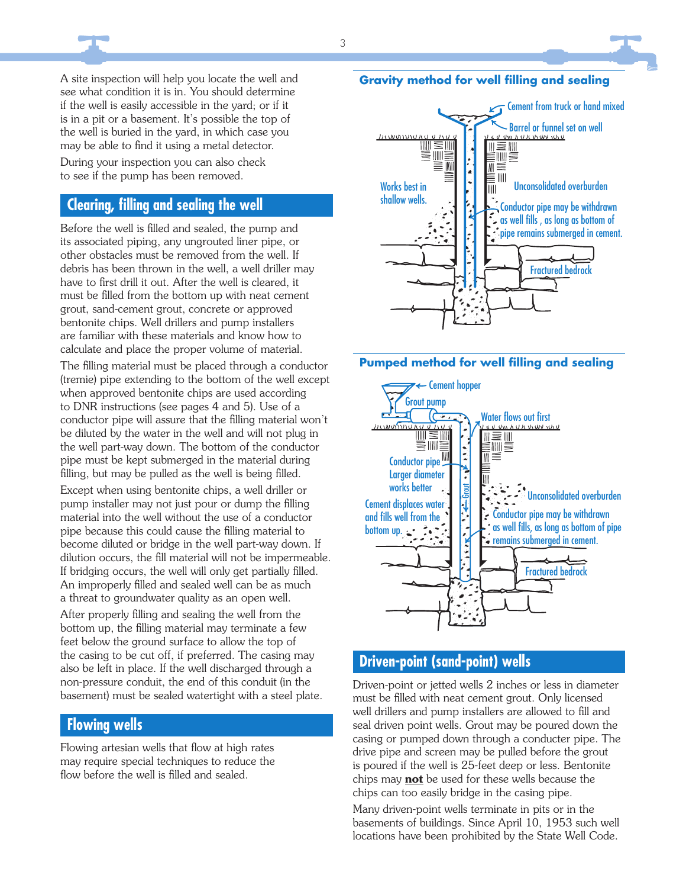A site inspection will help you locate the well and see what condition it is in. You should determine if the well is easily accessible in the yard; or if it is in a pit or a basement. It's possible the top of the well is buried in the yard, in which case you may be able to find it using a metal detector.

During your inspection you can also check to see if the pump has been removed.

## Clearing, filling and sealing the well

Before the well is filled and sealed, the pump and its associated piping, any ungrouted liner pipe, or other obstacles must be removed from the well. If debris has been thrown in the well, a well driller may have to first drill it out. After the well is cleared, it must be filled from the bottom up with neat cement grout, sand-cement grout, concrete or approved bentonite chips. Well drillers and pump installers are familiar with these materials and know how to calculate and place the proper volume of material.

The filling material must be placed through a conductor (tremie) pipe extending to the bottom of the well except when approved bentonite chips are used according to DNR instructions (see pages 4 and 5). Use of a conductor pipe will assure that the filling material won't be diluted by the water in the well and will not plug in the well part-way down. The bottom of the conductor pipe must be kept submerged in the material during filling, but may be pulled as the well is being filled.

Except when using bentonite chips, a well driller or pump installer may not just pour or dump the filling material into the well without the use of a conductor pipe because this could cause the filling material to become diluted or bridge in the well part-way down. If dilution occurs, the fill material will not be impermeable. If bridging occurs, the well will only get partially filled. An improperly filled and sealed well can be as much a threat to groundwater quality as an open well.

After properly filling and sealing the well from the bottom up, the filling material may terminate a few feet below the ground surface to allow the top of the casing to be cut off, if preferred. The casing may also be left in place. If the well discharged through a non-pressure conduit, the end of this conduit (in the basement) must be sealed watertight with a steel plate.

## Flowing wells

Flowing artesian wells that flow at high rates may require special techniques to reduce the flow before the well is filled and sealed.

### Gravity method for well filling and sealing

Cement from truck or hand mixed

Barrel or funnel set on well

Works best in shallow wells.

Unconsolidated overburden

Conductor pipe may be withdrawn as well fills, as long as bottom of pipe remains submerged in cement.

Fractured bedrock

### Pumped method for well filling and sealing

Cement hopper

Grout pump

Water flows out first

Conductor pipe Larger diameter works better

Grout

Cement displaces water and fills well from the bottom up.

Unconsolidated overburden

Conductor pipe may be withdrawn as well fills, as long as bottom of pipe remains submerged in cement.

Fractured bedrock

## Driven-point (sand-point) wells

Driven-point or jetted wells 2 inches or less in diameter must be filled with neat cement grout. Only licensed well drillers and pump installers are allowed to fill and seal driven point wells. Grout may be poured down the casing or pumped down through a conducter pipe. The drive pipe and screen may be pulled before the grout is poured if the well is 25-feet deep or less. Bentonite chips may **not** be used for these wells because the chips can too easily bridge in the casing pipe.

Many driven-point wells terminate in pits or in the basements of buildings. Since April 10, 1953 such well locations have been prohibited by the State Well Code.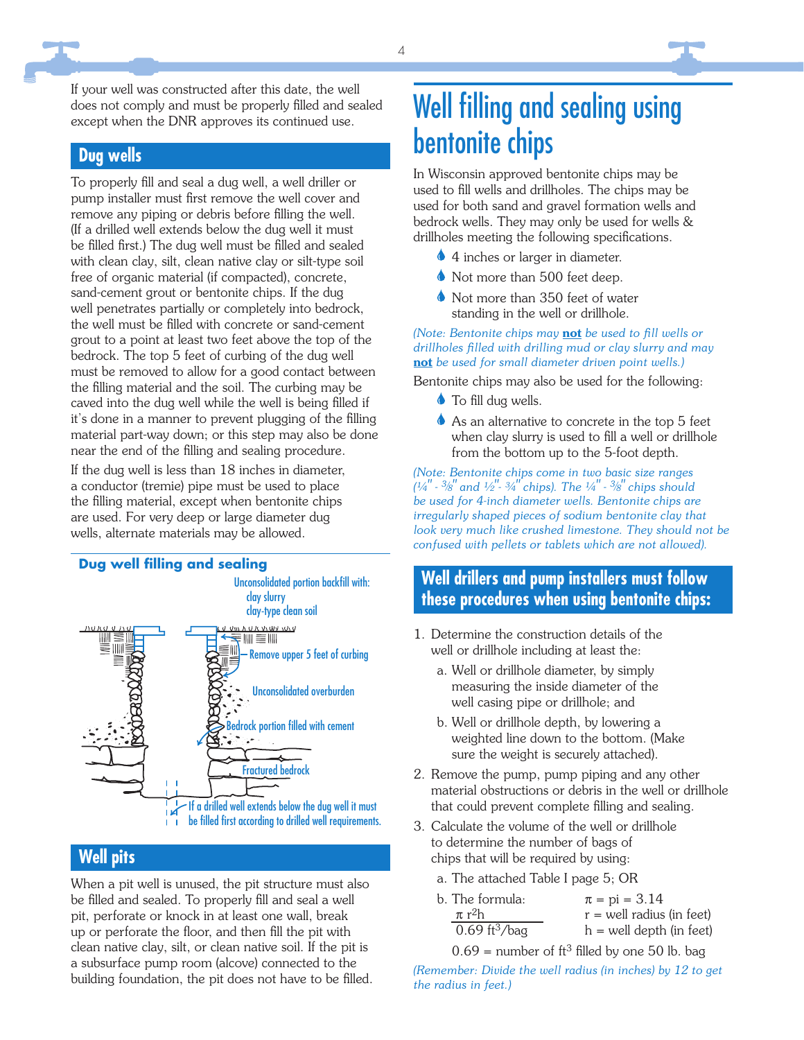If your well was constructed after this date, the well does not comply and must be properly filled and sealed except when the DNR approves its continued use.

## Dug wells

To properly fill and seal a dug well, a well driller or pump installer must first remove the well cover and remove any piping or debris before filling the well. (If a drilled well extends below the dug well it must be filled first.) The dug well must be filled and sealed with clean clay, silt, clean native clay or silt-type soil free of organic material (if compacted), concrete, sand-cement grout or bentonite chips. If the dug well penetrates partially or completely into bedrock, the well must be filled with concrete or sand-cement grout to a point at least two feet above the top of the bedrock. The top 5 feet of curbing of the dug well must be removed to allow for a good contact between the filling material and the soil. The curbing may be caved into the dug well while the well is being filled if it's done in a manner to prevent plugging of the filling material part-way down; or this step may also be done near the end of the filling and sealing procedure.

If the dug well is less than 18 inches in diameter, a conductor (tremie) pipe must be used to place the filling material, except when bentonite chips are used. For very deep or large diameter dug wells, alternate materials may be allowed.

### Dug well filling and sealing

Unconsolidated portion backfill with:
clay slurry
clay-type clean soil

Remove upper 5 feet of curbing

Unconsolidated overburden

Bedrock portion filled with cement

Fractured bedrock

If a drilled well extends below the dug well it must be filled first according to drilled well requirements.

## Well pits

When a pit well is unused, the pit structure must also be filled and sealed. To properly fill and seal a well pit, perforate or knock in at least one wall, break up or perforate the floor, and then fill the pit with clean native clay, silt, or clean native soil. If the pit is a subsurface pump room (alcove) connected to the building foundation, the pit does not have to be filled.

# Well filling and sealing using bentonite chips

In Wisconsin approved bentonite chips may be used to fill wells and drillholes. The chips may be used for both sand and gravel formation wells and bedrock wells. They may only be used for wells & drillholes meeting the following specifications.

- 4 inches or larger in diameter.
- Not more than 500 feet deep.
- Not more than 350 feet of water standing in the well or drillhole.

*(Note: Bentonite chips may **not** be used to fill wells or drillholes filled with drilling mud or clay slurry and may **not** be used for small diameter driven point wells.)*

Bentonite chips may also be used for the following:

- To fill dug wells.
- As an alternative to concrete in the top 5 feet when clay slurry is used to fill a well or drillhole from the bottom up to the 5-foot depth.

*(Note: Bentonite chips come in two basic size ranges (¼" - ⅜" and ½" - ¾" chips). The ¼" - ⅜" chips should be used for 4-inch diameter wells. Bentonite chips are irregularly shaped pieces of sodium bentonite clay that look very much like crushed limestone. They should not be confused with pellets or tablets which are not allowed).*

## Well drillers and pump installers must follow these procedures when using bentonite chips:

1. Determine the construction details of the well or drillhole including at least the:
   a. Well or drillhole diameter, by simply measuring the inside diameter of the well casing pipe or drillhole; and
   b. Well or drillhole depth, by lowering a weighted line down to the bottom. (Make sure the weight is securely attached).
2. Remove the pump, pump piping and any other material obstructions or debris in the well or drillhole that could prevent complete filling and sealing.
3. Calculate the volume of the well or drillhole to determine the number of bags of chips that will be required by using:
   a. The attached Table I page 5; OR
   b. The formula: $\frac{\pi r^2 h}{0.69 \text{ ft}^3/\text{bag}}$

      $\pi$ = pi = 3.14
      r = well radius (in feet)
      h = well depth (in feet)

      0.69 = number of $\text{ft}^3$ filled by one 50 lb. bag

*(Remember: Divide the well radius (in inches) by 12 to get the radius in feet.)*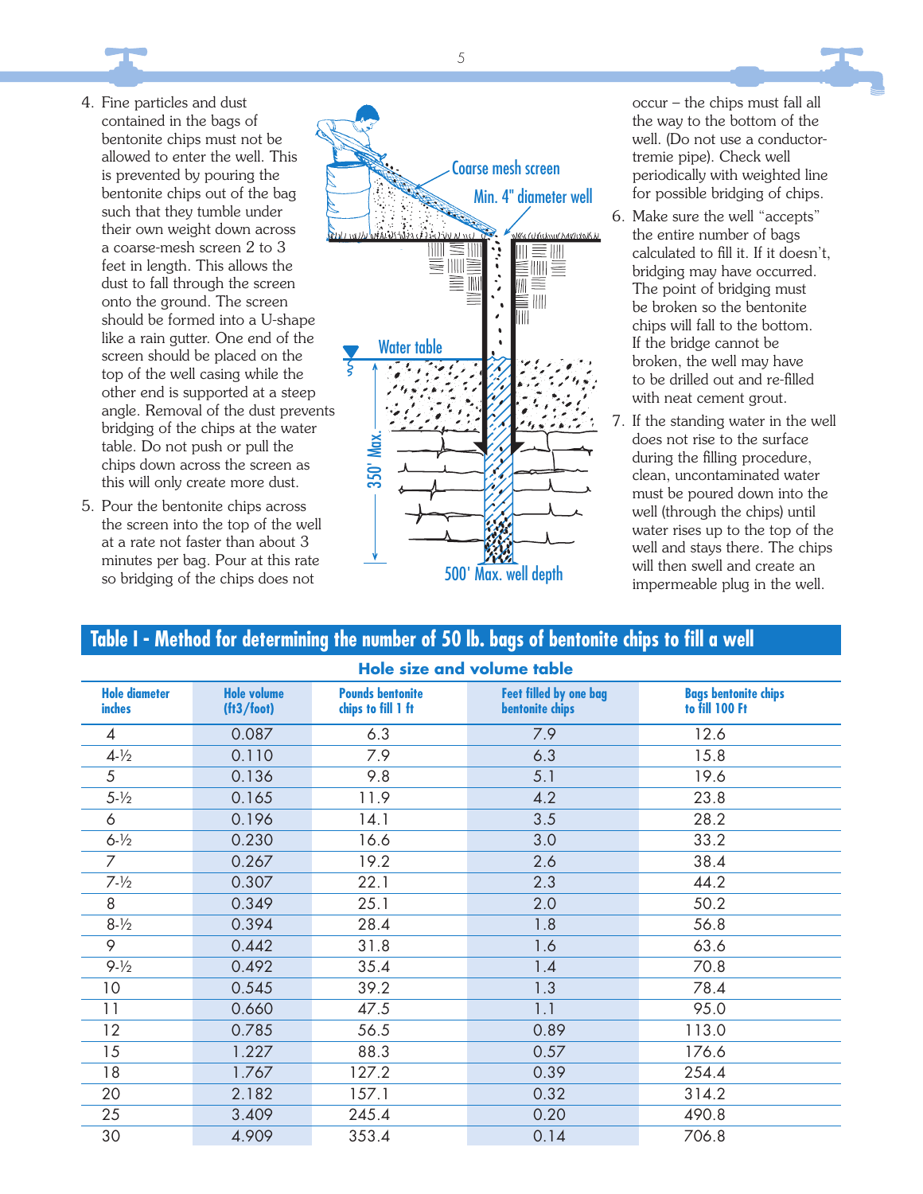4. Fine particles and dust contained in the bags of bentonite chips must not be allowed to enter the well. This is prevented by pouring the bentonite chips out of the bag such that they tumble under their own weight down across a coarse-mesh screen 2 to 3 feet in length. This allows the dust to fall through the screen onto the ground. The screen should be formed into a U-shape like a rain gutter. One end of the screen should be placed on the top of the well casing while the other end is supported at a steep angle. Removal of the dust prevents bridging of the chips at the water table. Do not push or pull the chips down across the screen as this will only create more dust.
5. Pour the bentonite chips across the screen into the top of the well at a rate not faster than about 3 minutes per bag. Pour at this rate so bridging of the chips does not occur – the chips must fall all the way to the bottom of the well. (Do not use a conductor-tremie pipe). Check well periodically with weighted line for possible bridging of chips.
6. Make sure the well "accepts" the entire number of bags calculated to fill it. If it doesn't, bridging may have occurred. The point of bridging must be broken so the bentonite chips will fall to the bottom. If the bridge cannot be broken, the well may have to be drilled out and re-filled with neat cement grout.
7. If the standing water in the well does not rise to the surface during the filling procedure, clean, uncontaminated water must be poured down into the well (through the chips) until water rises up to the top of the well and stays there. The chips will then swell and create an impermeable plug in the well.

Coarse mesh screen

Min. 4" diameter well

Water table

350' Max.

500' Max. well depth

## Table I - Method for determining the number of 50 lb. bags of bentonite chips to fill a well

### Hole size and volume table

| Hole diameter inches | Hole volume (ft3/foot) | Pounds bentonite chips to fill 1 ft | Feet filled by one bag bentonite chips | Bags bentonite chips to fill 100 Ft |
|---|---|---|---|---|
| 4 | 0.087 | 6.3 | 7.9 | 12.6 |
| 4-½ | 0.110 | 7.9 | 6.3 | 15.8 |
| 5 | 0.136 | 9.8 | 5.1 | 19.6 |
| 5-½ | 0.165 | 11.9 | 4.2 | 23.8 |
| 6 | 0.196 | 14.1 | 3.5 | 28.2 |
| 6-½ | 0.230 | 16.6 | 3.0 | 33.2 |
| 7 | 0.267 | 19.2 | 2.6 | 38.4 |
| 7-½ | 0.307 | 22.1 | 2.3 | 44.2 |
| 8 | 0.349 | 25.1 | 2.0 | 50.2 |
| 8-½ | 0.394 | 28.4 | 1.8 | 56.8 |
| 9 | 0.442 | 31.8 | 1.6 | 63.6 |
| 9-½ | 0.492 | 35.4 | 1.4 | 70.8 |
| 10 | 0.545 | 39.2 | 1.3 | 78.4 |
| 11 | 0.660 | 47.5 | 1.1 | 95.0 |
| 12 | 0.785 | 56.5 | 0.89 | 113.0 |
| 15 | 1.227 | 88.3 | 0.57 | 176.6 |
| 18 | 1.767 | 127.2 | 0.39 | 254.4 |
| 20 | 2.182 | 157.1 | 0.32 | 314.2 |
| 25 | 3.409 | 245.4 | 0.20 | 490.8 |
| 30 | 4.909 | 353.4 | 0.14 | 706.8 |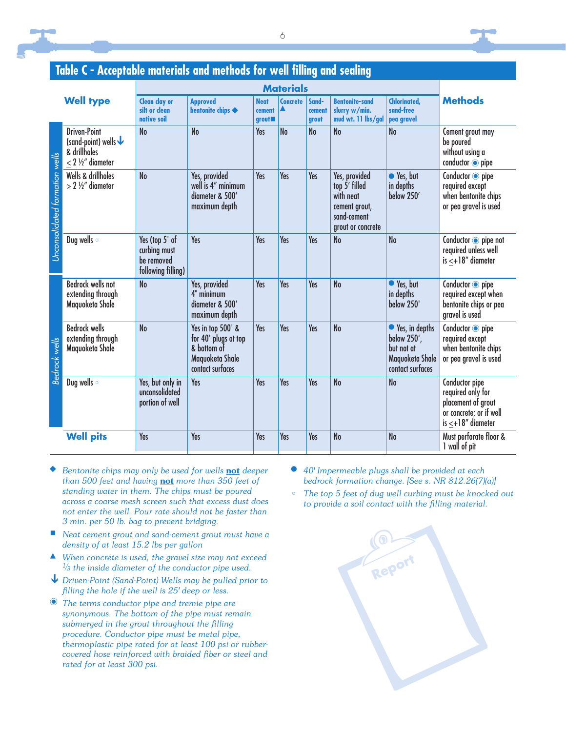## Table C - Acceptable materials and methods for well filling and sealing

| | Well type | Materials | | | | | | | Methods |
|---|---|---|---|---|---|---|---|---|---|
| | | Clean clay or silt or clean native soil | Approved bentonite chips ◆ | Neat cement grout ■ | Concrete ▲ | Sand-cement grout | Bentonite-sand slurry w/min. mud wt. 11 lbs/gal | Chlorinated, sand-free pea gravel | |
| *Unconsolidated formation wells* | Driven-Point (sand-point) wells ↓ & drillholes ≤ 2 ½" diameter | No | No | Yes | No | No | No | No | Cement grout may be poured without using a conductor ◉ pipe |
| *Unconsolidated formation wells* | Wells & drillholes > 2 ½" diameter | No | Yes, provided well is 4" minimum diameter & 500' maximum depth | Yes | Yes | Yes | Yes, provided top 5' filled with neat cement grout, sand-cement grout or concrete | ● Yes, but in depths below 250' | Conductor ◉ pipe required except when bentonite chips or pea gravel is used |
| *Unconsolidated formation wells* | Dug wells ◦ | Yes (top 5' of curbing must be removed following filling) | Yes | Yes | Yes | Yes | No | No | Conductor ◉ pipe not required unless well is ≤+18" diameter |
| *Bedrock wells* | Bedrock wells not extending through Maquoketa Shale | No | Yes, provided 4" minimum diameter & 500' maximum depth | Yes | Yes | Yes | No | ● Yes, but in depths below 250' | Conductor ◉ pipe required except when bentonite chips or pea gravel is used |
| *Bedrock wells* | Bedrock wells extending through Maquoketa Shale | No | Yes in top 500' & for 40' plugs at top & bottom of Maquoketa Shale contact surfaces | Yes | Yes | Yes | No | ● Yes, in depths below 250', but not at Maquoketa Shale contact surfaces | Conductor ◉ pipe required except when bentonite chips or pea gravel is used |
| *Bedrock wells* | Dug wells ◦ | Yes, but only in unconsolidated portion of well | Yes | Yes | Yes | Yes | No | No | Conductor pipe required only for placement of grout or concrete; or if well is ≤+18" diameter |
| **Well pits** | | Yes | Yes | Yes | Yes | Yes | No | No | Must perforate floor & 1 wall of pit |

◆ *Bentonite chips may only be used for wells **not** deeper than 500 feet and having **not** more than 350 feet of standing water in them. The chips must be poured across a coarse mesh screen such that excess dust does not enter the well. Pour rate should not be faster than 3 min. per 50 lb. bag to prevent bridging.*

■ *Neat cement grout and sand-cement grout must have a density of at least 15.2 lbs per gallon*

▲ *When concrete is used, the gravel size may not exceed 1/3 the inside diameter of the conductor pipe used.*

↓ *Driven-Point (Sand-Point) Wells may be pulled prior to filling the hole if the well is 25' deep or less.*

◉ *The terms conductor pipe and tremie pipe are synonymous. The bottom of the pipe must remain submerged in the grout throughout the filling procedure. Conductor pipe must be metal pipe, thermoplastic pipe rated for at least 100 psi or rubber-covered hose reinforced with braided fiber or steel and rated for at least 300 psi.*

● *40' Impermeable plugs shall be provided at each bedrock formation change. [See s. NR 812.26(7)(a)]*

◦ *The top 5 feet of dug well curbing must be knocked out to provide a soil contact with the filling material.*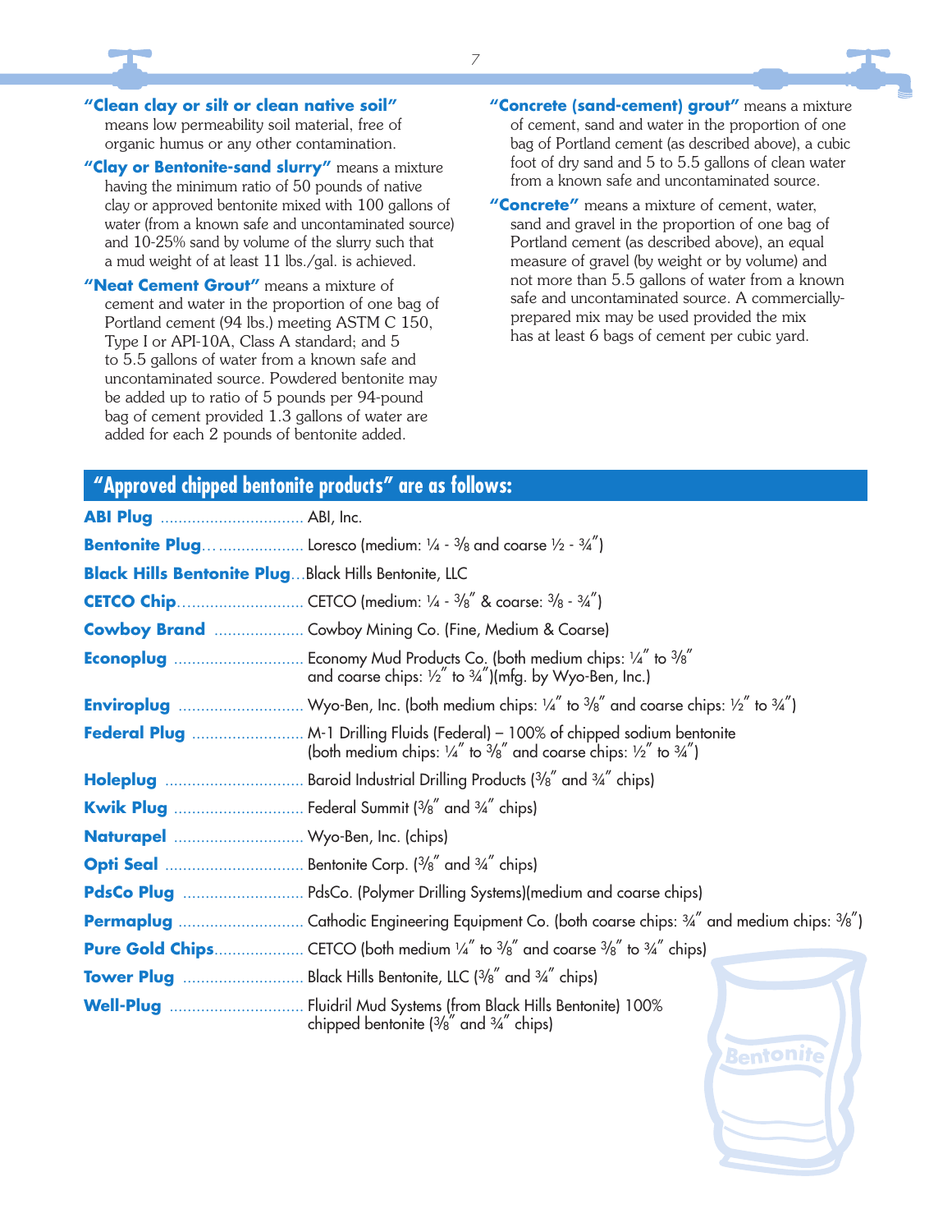**"Clean clay or silt or clean native soil"** means low permeability soil material, free of organic humus or any other contamination.

**"Clay or Bentonite-sand slurry"** means a mixture having the minimum ratio of 50 pounds of native clay or approved bentonite mixed with 100 gallons of water (from a known safe and uncontaminated source) and 10-25% sand by volume of the slurry such that a mud weight of at least 11 lbs./gal. is achieved.

**"Neat Cement Grout"** means a mixture of cement and water in the proportion of one bag of Portland cement (94 lbs.) meeting ASTM C 150, Type I or API-10A, Class A standard; and 5 to 5.5 gallons of water from a known safe and uncontaminated source. Powdered bentonite may be added up to ratio of 5 pounds per 94-pound bag of cement provided 1.3 gallons of water are added for each 2 pounds of bentonite added.

**"Concrete (sand-cement) grout"** means a mixture of cement, sand and water in the proportion of one bag of Portland cement (as described above), a cubic foot of dry sand and 5 to 5.5 gallons of clean water from a known safe and uncontaminated source.

**"Concrete"** means a mixture of cement, water, sand and gravel in the proportion of one bag of Portland cement (as described above), an equal measure of gravel (by weight or by volume) and not more than 5.5 gallons of water from a known safe and uncontaminated source. A commercially-prepared mix may be used provided the mix has at least 6 bags of cement per cubic yard.

## "Approved chipped bentonite products" are as follows:

**ABI Plug** ............ ABI, Inc.

**Bentonite Plug** ............ Loresco (medium: ¼ - ⅜ and coarse ½ - ¾")

**Black Hills Bentonite Plug** ... Black Hills Bentonite, LLC

**CETCO Chip** ............ CETCO (medium: ¼ - ⅜" & coarse: ⅜ - ¾")

**Cowboy Brand** ............ Cowboy Mining Co. (Fine, Medium & Coarse)

**Econoplug** ............ Economy Mud Products Co. (both medium chips: ¼" to ⅜" and coarse chips: ½" to ¾")(mfg. by Wyo-Ben, Inc.)

**Enviroplug** ............ Wyo-Ben, Inc. (both medium chips: ¼" to ⅜" and coarse chips: ½" to ¾")

**Federal Plug** ............ M-1 Drilling Fluids (Federal) – 100% of chipped sodium bentonite (both medium chips: ¼" to ⅜" and coarse chips: ½" to ¾")

**Holeplug** ............ Baroid Industrial Drilling Products (⅜" and ¾" chips)

**Kwik Plug** ............ Federal Summit (⅜" and ¾" chips)

**Naturapel** ............ Wyo-Ben, Inc. (chips)

**Opti Seal** ............ Bentonite Corp. (⅜" and ¾" chips)

**PdsCo Plug** ............ PdsCo. (Polymer Drilling Systems)(medium and coarse chips)

**Permaplug** ............ Cathodic Engineering Equipment Co. (both coarse chips: ¾" and medium chips: ⅜")

**Pure Gold Chips** ............ CETCO (both medium ¼" to ⅜" and coarse ⅜" to ¾" chips)

**Tower Plug** ............ Black Hills Bentonite, LLC (⅜" and ¾" chips)

**Well-Plug** ............ Fluidril Mud Systems (from Black Hills Bentonite) 100% chipped bentonite (⅜" and ¾" chips)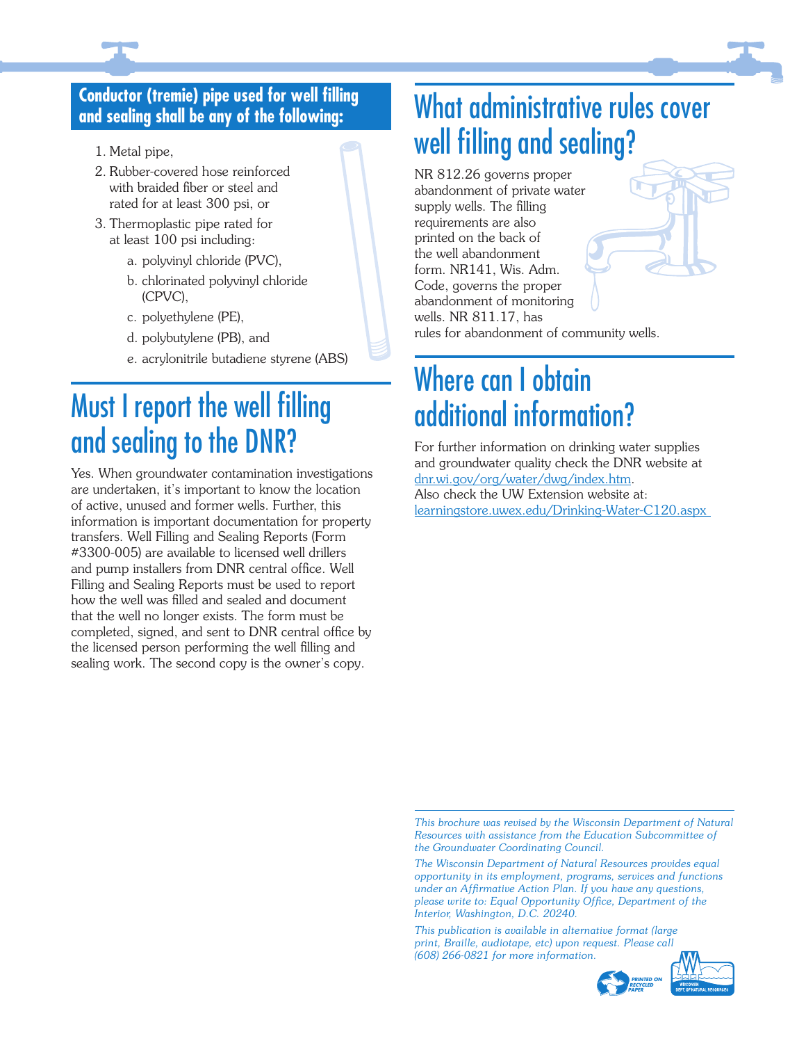**Conductor (tremie) pipe used for well filling and sealing shall be any of the following:**

1. Metal pipe,
2. Rubber-covered hose reinforced with braided fiber or steel and rated for at least 300 psi, or
3. Thermoplastic pipe rated for at least 100 psi including:
   a. polyvinyl chloride (PVC),
   b. chlorinated polyvinyl chloride (CPVC),
   c. polyethylene (PE),
   d. polybutylene (PB), and
   e. acrylonitrile butadiene styrene (ABS)

## Must I report the well filling and sealing to the DNR?

Yes. When groundwater contamination investigations are undertaken, it's important to know the location of active, unused and former wells. Further, this information is important documentation for property transfers. Well Filling and Sealing Reports (Form #3300-005) are available to licensed well drillers and pump installers from DNR central office. Well Filling and Sealing Reports must be used to report how the well was filled and sealed and document that the well no longer exists. The form must be completed, signed, and sent to DNR central office by the licensed person performing the well filling and sealing work. The second copy is the owner's copy.

## What administrative rules cover well filling and sealing?

NR 812.26 governs proper abandonment of private water supply wells. The filling requirements are also printed on the back of the well abandonment form. NR141, Wis. Adm. Code, governs the proper abandonment of monitoring wells. NR 811.17, has rules for abandonment of community wells.

## Where can I obtain additional information?

For further information on drinking water supplies and groundwater quality check the DNR website at dnr.wi.gov/org/water/dwg/index.htm.
Also check the UW Extension website at: learningstore.uwex.edu/Drinking-Water-C120.aspx

*This brochure was revised by the Wisconsin Department of Natural Resources with assistance from the Education Subcommittee of the Groundwater Coordinating Council.*

*The Wisconsin Department of Natural Resources provides equal opportunity in its employment, programs, services and functions under an Affirmative Action Plan. If you have any questions, please write to: Equal Opportunity Office, Department of the Interior, Washington, D.C. 20240.*

*This publication is available in alternative format (large print, Braille, audiotape, etc) upon request. Please call (608) 266-0821 for more information.*

PRINTED ON RECYCLED PAPER

WISCONSIN DEPT. OF NATURAL RESOURCES